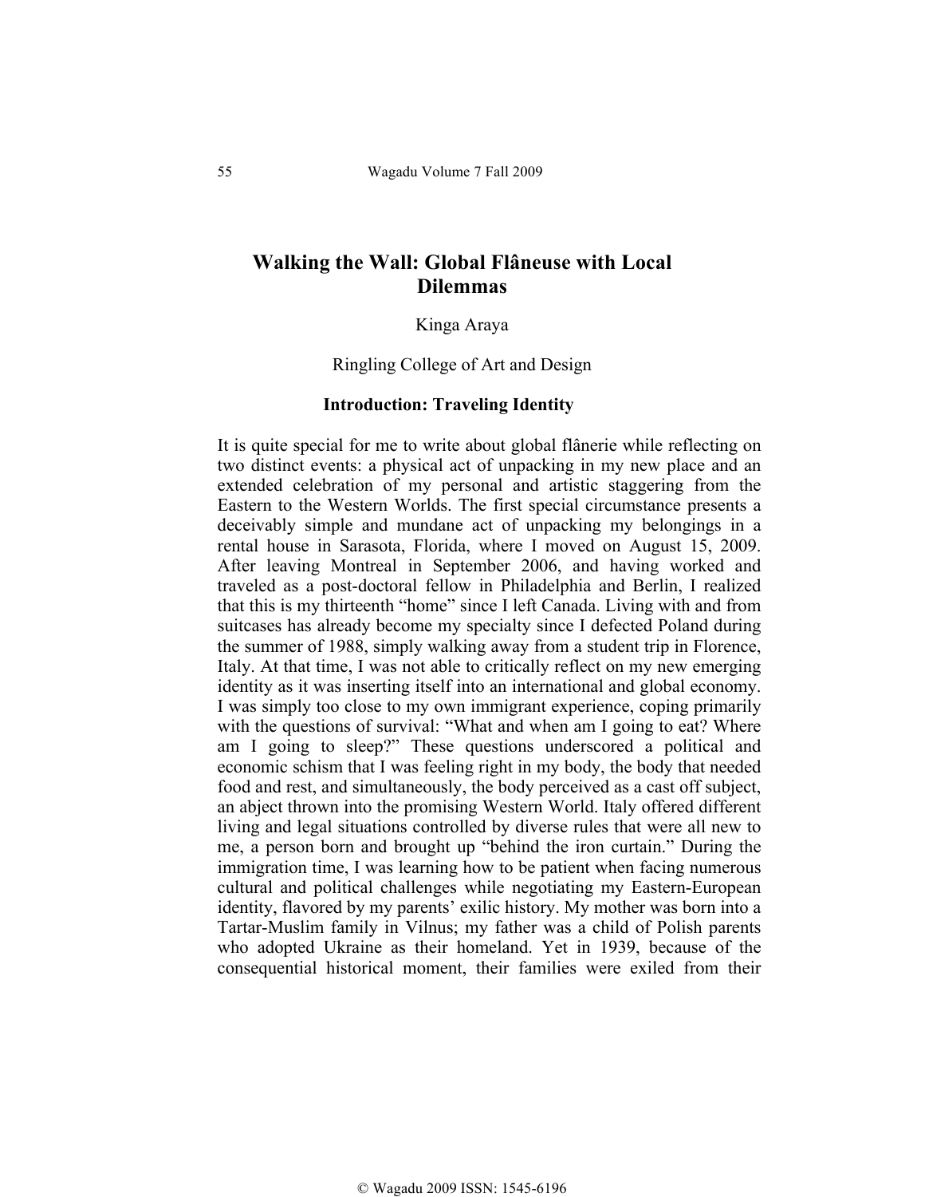# Walking the Wall: Global Flâneuse with Local Dilemmas

Kinga Araya

Ringling College of Art and Design

## Introduction: Traveling Identity

It is quite special for me to write about global flânerie while reflecting on two distinct events: a physical act of unpacking in my new place and an extended celebration of my personal and artistic staggering from the Eastern to the Western Worlds. The first special circumstance presents a deceivably simple and mundane act of unpacking my belongings in a rental house in Sarasota, Florida, where I moved on August 15, 2009. After leaving Montreal in September 2006, and having worked and traveled as a post-doctoral fellow in Philadelphia and Berlin, I realized that this is my thirteenth "home" since I left Canada. Living with and from suitcases has already become my specialty since I defected Poland during the summer of 1988, simply walking away from a student trip in Florence, Italy. At that time, I was not able to critically reflect on my new emerging identity as it was inserting itself into an international and global economy. I was simply too close to my own immigrant experience, coping primarily with the questions of survival: "What and when am I going to eat? Where am I going to sleep?" These questions underscored a political and economic schism that I was feeling right in my body, the body that needed food and rest, and simultaneously, the body perceived as a cast off subject, an abject thrown into the promising Western World. Italy offered different living and legal situations controlled by diverse rules that were all new to me, a person born and brought up "behind the iron curtain." During the immigration time, I was learning how to be patient when facing numerous cultural and political challenges while negotiating my Eastern-European identity, flavored by my parents' exilic history. My mother was born into a Tartar-Muslim family in Vilnus; my father was a child of Polish parents who adopted Ukraine as their homeland. Yet in 1939, because of the consequential historical moment, their families were exiled from their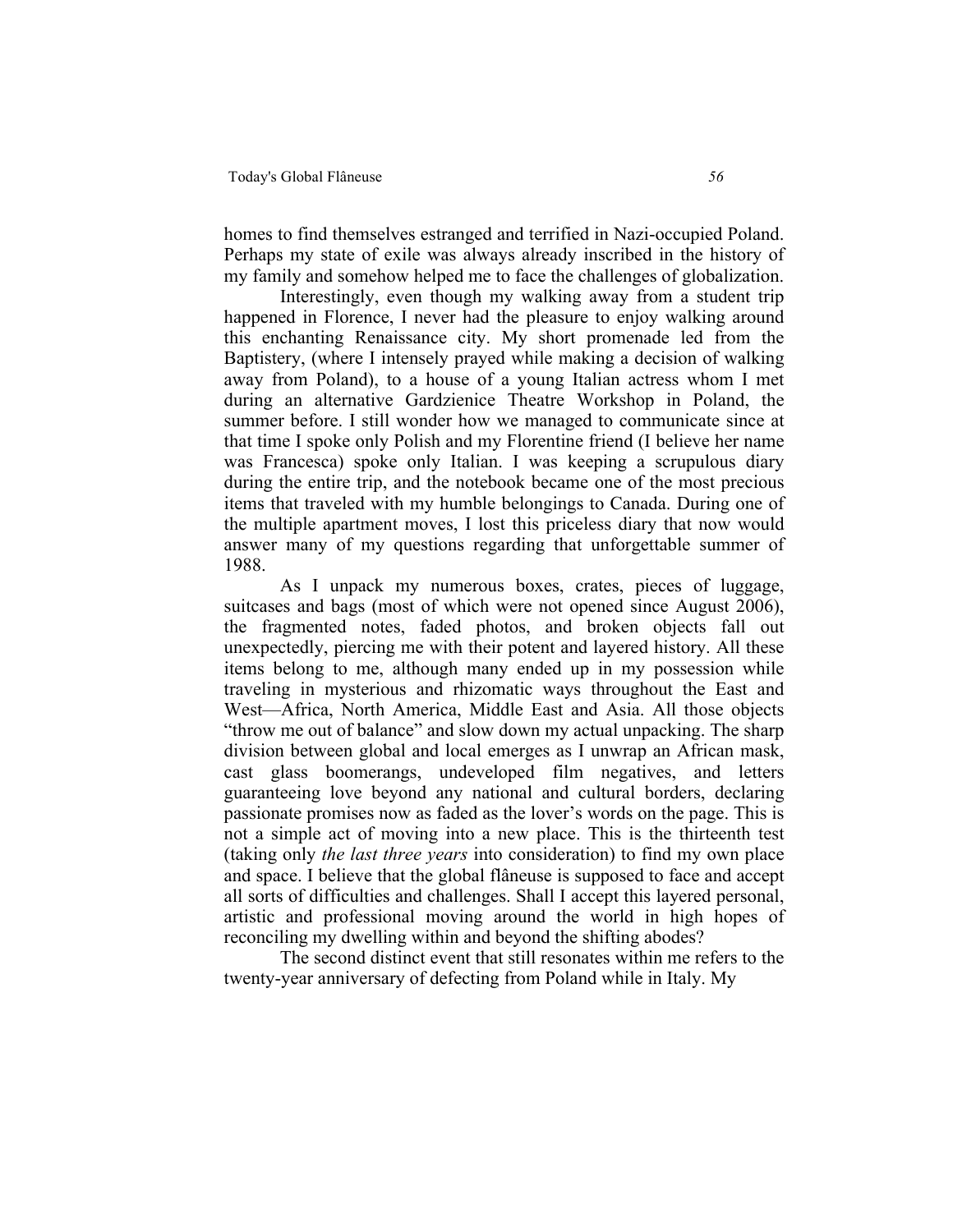homes to find themselves estranged and terrified in Nazi-occupied Poland. Perhaps my state of exile was always already inscribed in the history of my family and somehow helped me to face the challenges of globalization.

Interestingly, even though my walking away from a student trip happened in Florence, I never had the pleasure to enjoy walking around this enchanting Renaissance city. My short promenade led from the Baptistery, (where I intensely prayed while making a decision of walking away from Poland), to a house of a young Italian actress whom I met during an alternative Gardzienice Theatre Workshop in Poland, the summer before. I still wonder how we managed to communicate since at that time I spoke only Polish and my Florentine friend (I believe her name was Francesca) spoke only Italian. I was keeping a scrupulous diary during the entire trip, and the notebook became one of the most precious items that traveled with my humble belongings to Canada. During one of the multiple apartment moves, I lost this priceless diary that now would answer many of my questions regarding that unforgettable summer of 1988.

As I unpack my numerous boxes, crates, pieces of luggage, suitcases and bags (most of which were not opened since August 2006), the fragmented notes, faded photos, and broken objects fall out unexpectedly, piercing me with their potent and layered history. All these items belong to me, although many ended up in my possession while traveling in mysterious and rhizomatic ways throughout the East and West—Africa, North America, Middle East and Asia. All those objects "throw me out of balance" and slow down my actual unpacking. The sharp division between global and local emerges as I unwrap an African mask, cast glass boomerangs, undeveloped film negatives, and letters guaranteeing love beyond any national and cultural borders, declaring passionate promises now as faded as the lover's words on the page. This is not a simple act of moving into a new place. This is the thirteenth test (taking only *the last three years* into consideration) to find my own place and space. I believe that the global flâneuse is supposed to face and accept all sorts of difficulties and challenges. Shall I accept this layered personal, artistic and professional moving around the world in high hopes of reconciling my dwelling within and beyond the shifting abodes?

The second distinct event that still resonates within me refers to the twenty-year anniversary of defecting from Poland while in Italy. My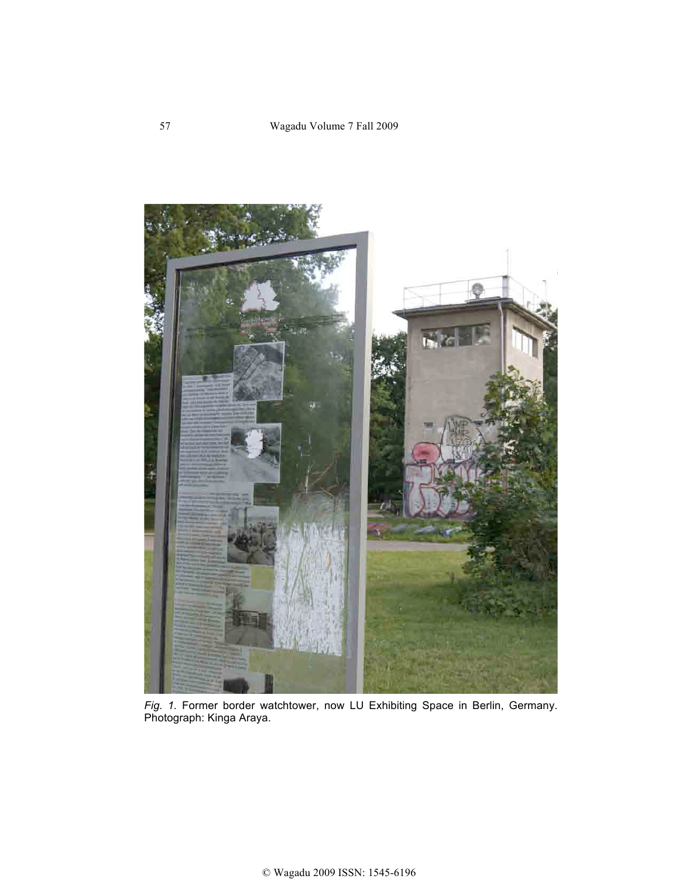*Fig. 1.* Former border watchtower, now LU Exhibiting Space in Berlin, Germany. Photograph: Kinga Araya.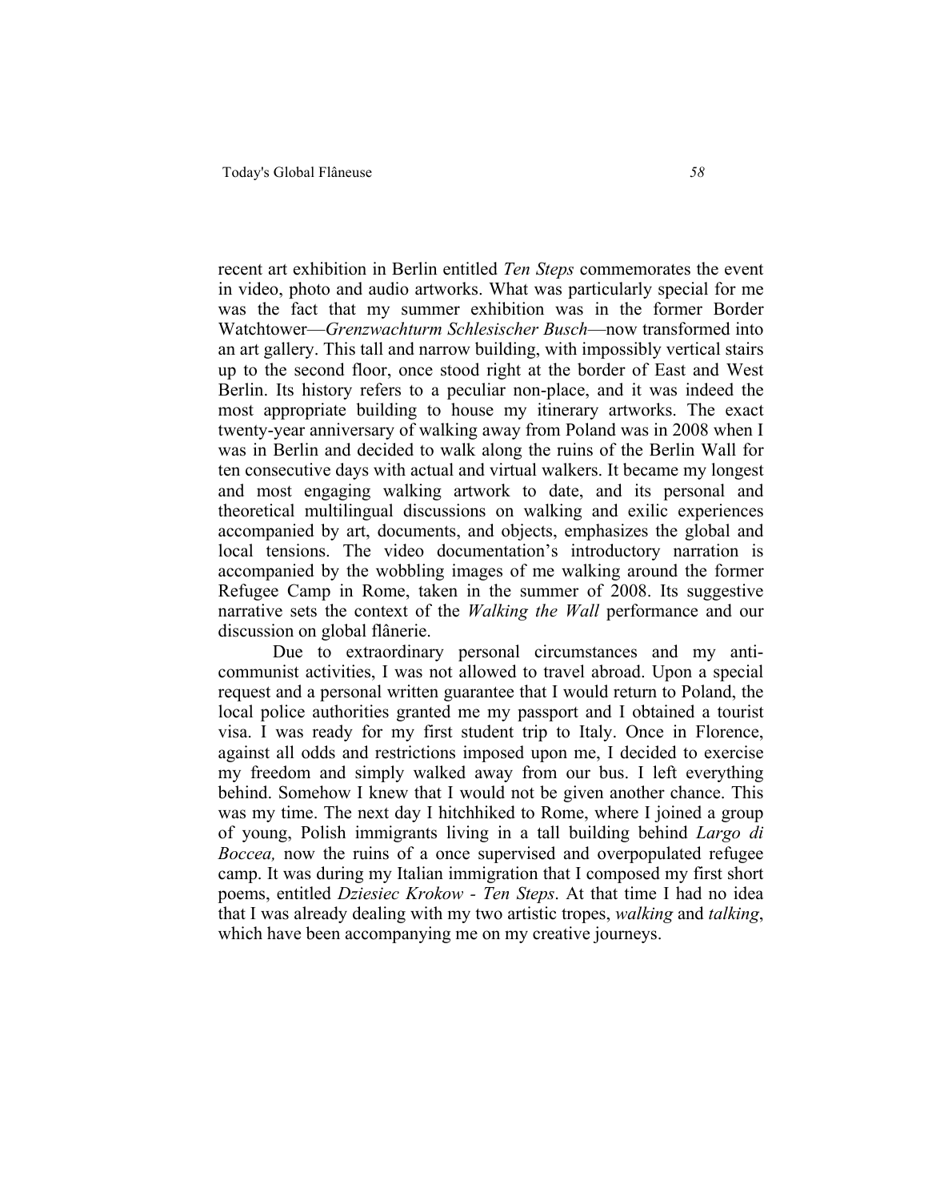recent art exhibition in Berlin entitled *Ten Steps* commemorates the event in video, photo and audio artworks. What was particularly special for me was the fact that my summer exhibition was in the former Border Watchtower—*Grenzwachturm Schlesischer Busch*—now transformed into an art gallery. This tall and narrow building, with impossibly vertical stairs up to the second floor, once stood right at the border of East and West Berlin. Its history refers to a peculiar non-place, and it was indeed the most appropriate building to house my itinerary artworks. The exact twenty-year anniversary of walking away from Poland was in 2008 when I was in Berlin and decided to walk along the ruins of the Berlin Wall for ten consecutive days with actual and virtual walkers. It became my longest and most engaging walking artwork to date, and its personal and theoretical multilingual discussions on walking and exilic experiences accompanied by art, documents, and objects, emphasizes the global and local tensions. The video documentation's introductory narration is accompanied by the wobbling images of me walking around the former Refugee Camp in Rome, taken in the summer of 2008. Its suggestive narrative sets the context of the *Walking the Wall* performance and our discussion on global flânerie.

Due to extraordinary personal circumstances and my anti-communist activities, I was not allowed to travel abroad. Upon a special request and a personal written guarantee that I would return to Poland, the local police authorities granted me my passport and I obtained a tourist visa. I was ready for my first student trip to Italy. Once in Florence, against all odds and restrictions imposed upon me, I decided to exercise my freedom and simply walked away from our bus. I left everything behind. Somehow I knew that I would not be given another chance. This was my time. The next day I hitchhiked to Rome, where I joined a group of young, Polish immigrants living in a tall building behind *Largo di Boccea,* now the ruins of a once supervised and overpopulated refugee camp. It was during my Italian immigration that I composed my first short poems, entitled *Dziesiec Krokow - Ten Steps*. At that time I had no idea that I was already dealing with my two artistic tropes, *walking* and *talking*, which have been accompanying me on my creative journeys.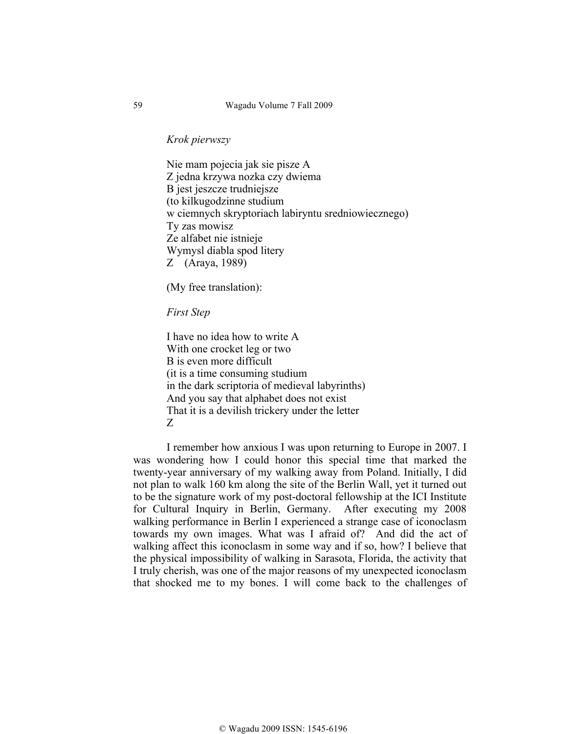*Krok pierwszy*

Nie mam pojecia jak sie pisze A  
Z jedna krzywa nozka czy dwiema  
B jest jeszcze trudniejsze  
(to kilkugodzinne studium  
w ciemnych skryptoriach labiryntu sredniowiecznego)  
Ty zas mowisz  
Ze alfabet nie istnieje  
Wymysl diabla spod litery  
Z (Araya, 1989)

(My free translation):

*First Step*

I have no idea how to write A  
With one crocket leg or two  
B is even more difficult  
(it is a time consuming studium  
in the dark scriptoria of medieval labyrinths)  
And you say that alphabet does not exist  
That it is a devilish trickery under the letter  
Z

I remember how anxious I was upon returning to Europe in 2007. I was wondering how I could honor this special time that marked the twenty-year anniversary of my walking away from Poland. Initially, I did not plan to walk 160 km along the site of the Berlin Wall, yet it turned out to be the signature work of my post-doctoral fellowship at the ICI Institute for Cultural Inquiry in Berlin, Germany. After executing my 2008 walking performance in Berlin I experienced a strange case of iconoclasm towards my own images. What was I afraid of? And did the act of walking affect this iconoclasm in some way and if so, how? I believe that the physical impossibility of walking in Sarasota, Florida, the activity that I truly cherish, was one of the major reasons of my unexpected iconoclasm that shocked me to my bones. I will come back to the challenges of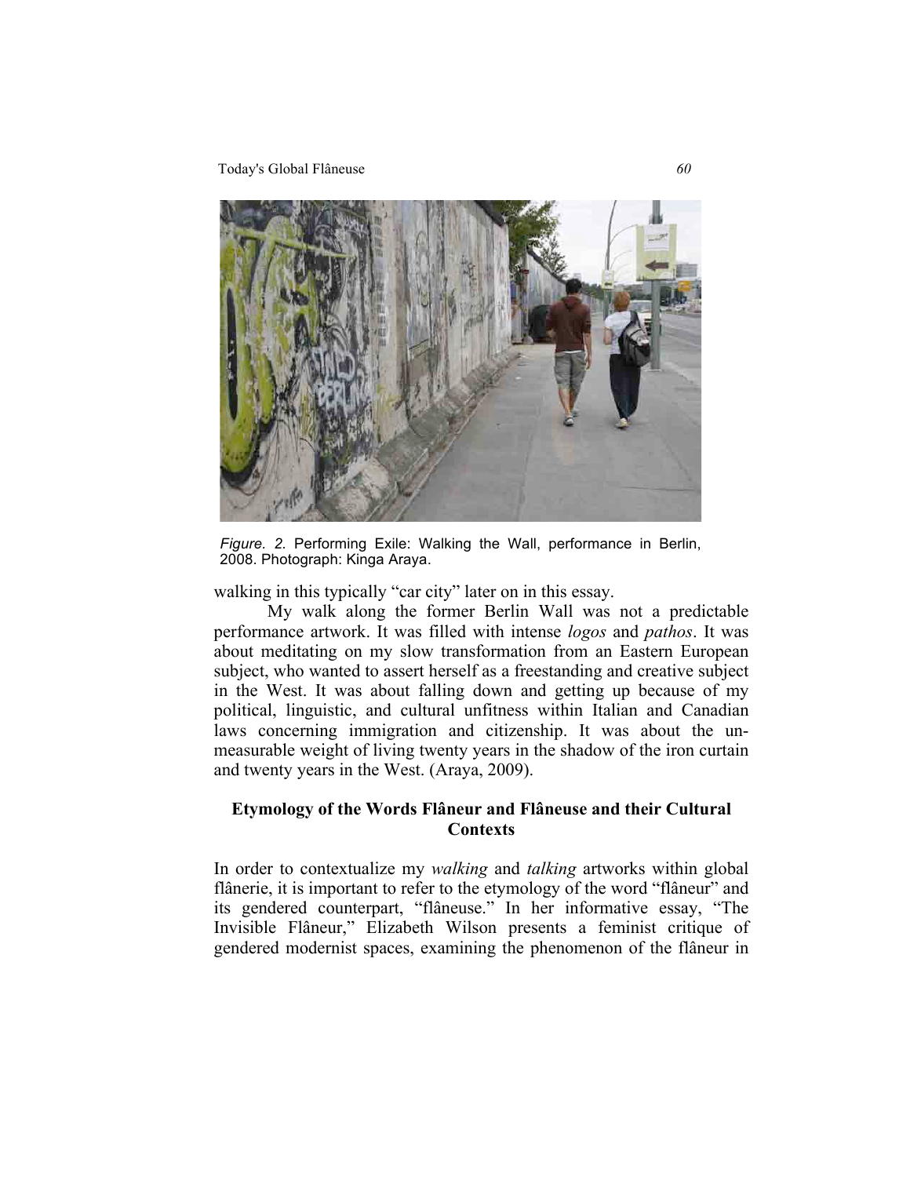*Figure. 2.* Performing Exile: Walking the Wall, performance in Berlin, 2008. Photograph: Kinga Araya.

walking in this typically "car city" later on in this essay.

My walk along the former Berlin Wall was not a predictable performance artwork. It was filled with intense *logos* and *pathos*. It was about meditating on my slow transformation from an Eastern European subject, who wanted to assert herself as a freestanding and creative subject in the West. It was about falling down and getting up because of my political, linguistic, and cultural unfitness within Italian and Canadian laws concerning immigration and citizenship. It was about the un-measurable weight of living twenty years in the shadow of the iron curtain and twenty years in the West. (Araya, 2009).

## Etymology of the Words Flâneur and Flâneuse and their Cultural Contexts

In order to contextualize my *walking* and *talking* artworks within global flânerie, it is important to refer to the etymology of the word "flâneur" and its gendered counterpart, "flâneuse." In her informative essay, "The Invisible Flâneur," Elizabeth Wilson presents a feminist critique of gendered modernist spaces, examining the phenomenon of the flâneur in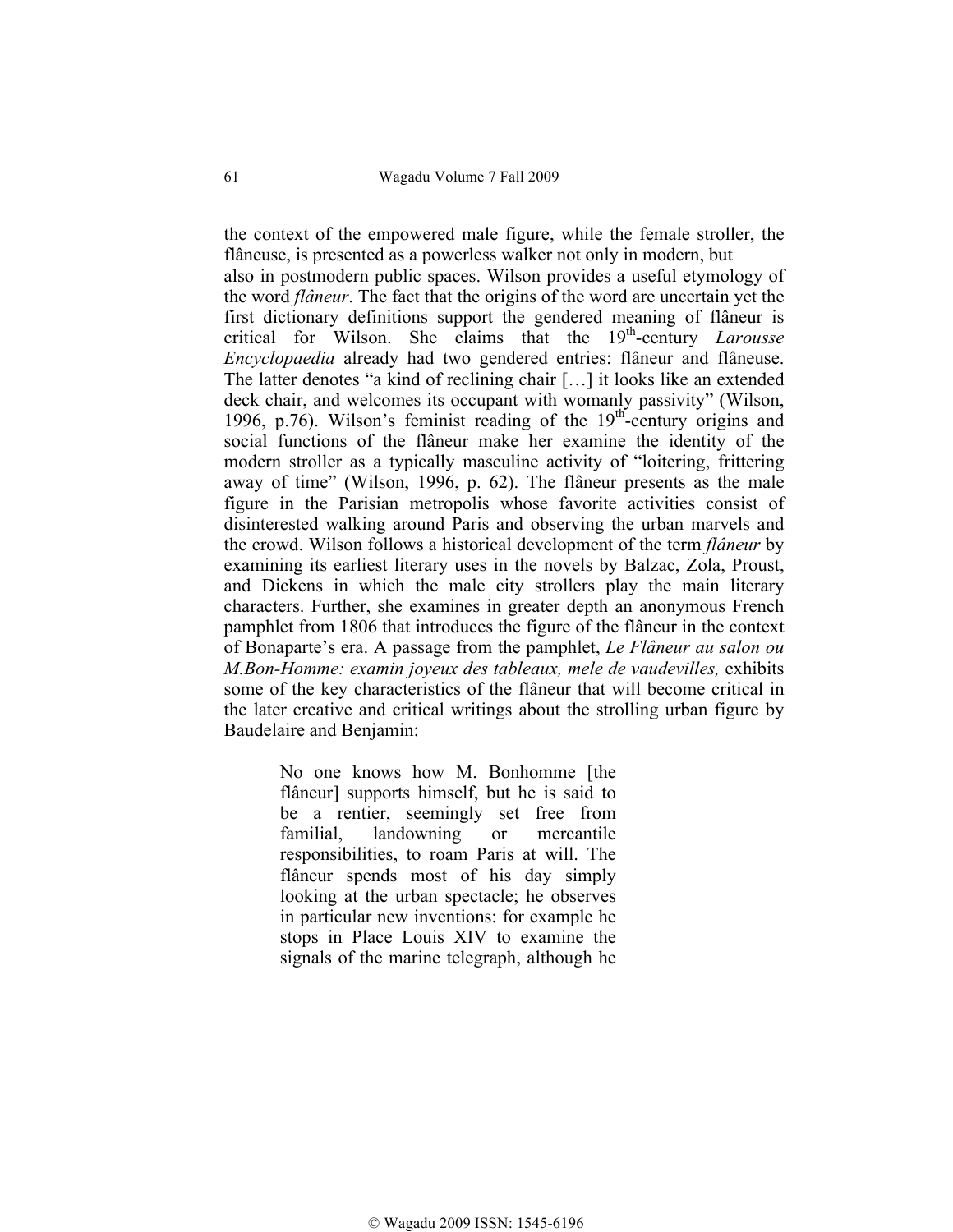the context of the empowered male figure, while the female stroller, the flâneuse, is presented as a powerless walker not only in modern, but also in postmodern public spaces. Wilson provides a useful etymology of the word *flâneur*. The fact that the origins of the word are uncertain yet the first dictionary definitions support the gendered meaning of flâneur is critical for Wilson. She claims that the 19th-century *Larousse Encyclopaedia* already had two gendered entries: flâneur and flâneuse. The latter denotes "a kind of reclining chair […] it looks like an extended deck chair, and welcomes its occupant with womanly passivity" (Wilson, 1996, p.76). Wilson's feminist reading of the 19th-century origins and social functions of the flâneur make her examine the identity of the modern stroller as a typically masculine activity of "loitering, frittering away of time" (Wilson, 1996, p. 62). The flâneur presents as the male figure in the Parisian metropolis whose favorite activities consist of disinterested walking around Paris and observing the urban marvels and the crowd. Wilson follows a historical development of the term *flâneur* by examining its earliest literary uses in the novels by Balzac, Zola, Proust, and Dickens in which the male city strollers play the main literary characters. Further, she examines in greater depth an anonymous French pamphlet from 1806 that introduces the figure of the flâneur in the context of Bonaparte's era. A passage from the pamphlet, *Le Flâneur au salon ou M.Bon-Homme: examin joyeux des tableaux, mele de vaudevilles,* exhibits some of the key characteristics of the flâneur that will become critical in the later creative and critical writings about the strolling urban figure by Baudelaire and Benjamin:

> No one knows how M. Bonhomme [the flâneur] supports himself, but he is said to be a rentier, seemingly set free from familial, landowning or mercantile responsibilities, to roam Paris at will. The flâneur spends most of his day simply looking at the urban spectacle; he observes in particular new inventions: for example he stops in Place Louis XIV to examine the signals of the marine telegraph, although he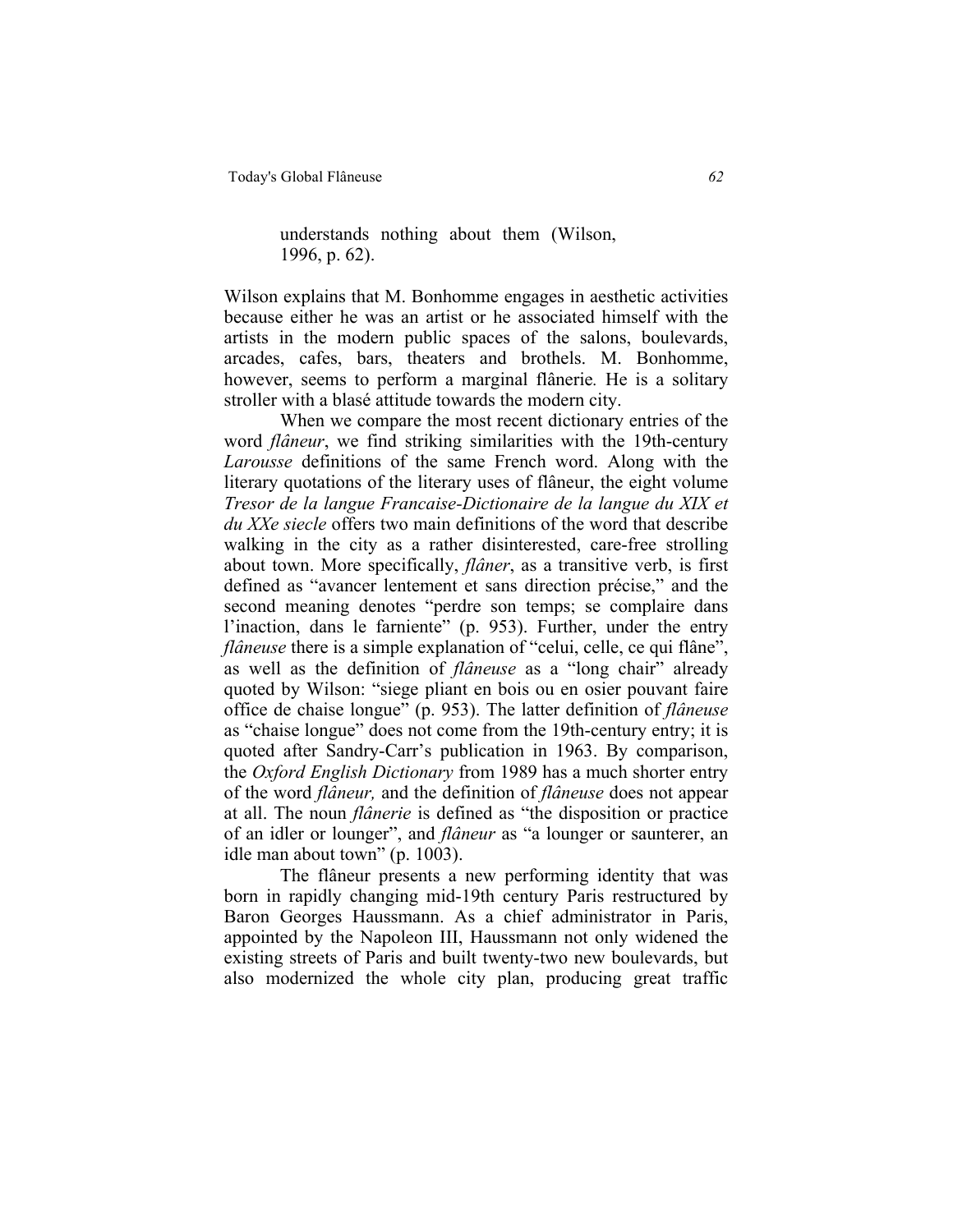> understands nothing about them (Wilson, 1996, p. 62).

Wilson explains that M. Bonhomme engages in aesthetic activities because either he was an artist or he associated himself with the artists in the modern public spaces of the salons, boulevards, arcades, cafes, bars, theaters and brothels. M. Bonhomme, however, seems to perform a marginal flânerie*.* He is a solitary stroller with a blasé attitude towards the modern city.

When we compare the most recent dictionary entries of the word *flâneur*, we find striking similarities with the 19th-century *Larousse* definitions of the same French word. Along with the literary quotations of the literary uses of flâneur, the eight volume *Tresor de la langue Francaise-Dictionaire de la langue du XIX et du XXe siecle* offers two main definitions of the word that describe walking in the city as a rather disinterested, care-free strolling about town. More specifically, *flâner*, as a transitive verb, is first defined as "avancer lentement et sans direction précise," and the second meaning denotes "perdre son temps; se complaire dans l'inaction, dans le farniente" (p. 953). Further, under the entry *flâneuse* there is a simple explanation of "celui, celle, ce qui flâne", as well as the definition of *flâneuse* as a "long chair" already quoted by Wilson: "siege pliant en bois ou en osier pouvant faire office de chaise longue" (p. 953). The latter definition of *flâneuse* as "chaise longue" does not come from the 19th-century entry; it is quoted after Sandry-Carr's publication in 1963. By comparison, the *Oxford English Dictionary* from 1989 has a much shorter entry of the word *flâneur,* and the definition of *flâneuse* does not appear at all. The noun *flânerie* is defined as "the disposition or practice of an idler or lounger", and *flâneur* as "a lounger or saunterer, an idle man about town" (p. 1003).

The flâneur presents a new performing identity that was born in rapidly changing mid-19th century Paris restructured by Baron Georges Haussmann. As a chief administrator in Paris, appointed by the Napoleon III, Haussmann not only widened the existing streets of Paris and built twenty-two new boulevards, but also modernized the whole city plan, producing great traffic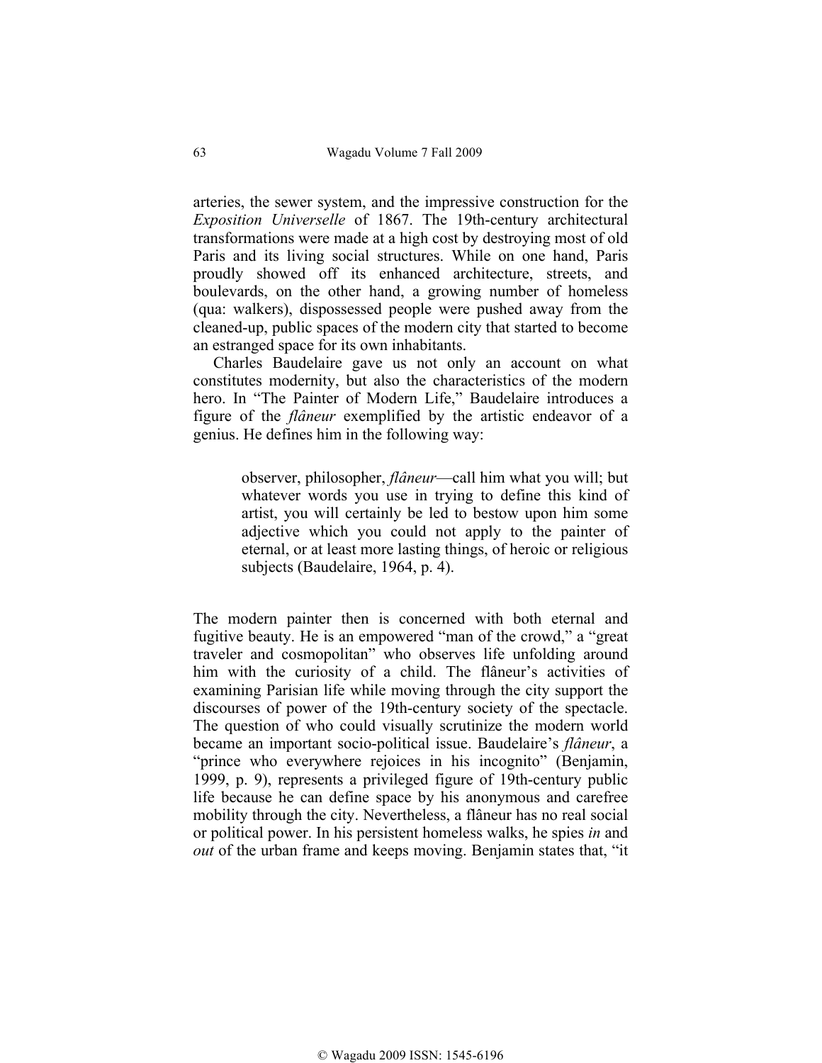arteries, the sewer system, and the impressive construction for the *Exposition Universelle* of 1867. The 19th-century architectural transformations were made at a high cost by destroying most of old Paris and its living social structures. While on one hand, Paris proudly showed off its enhanced architecture, streets, and boulevards, on the other hand, a growing number of homeless (qua: walkers), dispossessed people were pushed away from the cleaned-up, public spaces of the modern city that started to become an estranged space for its own inhabitants.

Charles Baudelaire gave us not only an account on what constitutes modernity, but also the characteristics of the modern hero. In "The Painter of Modern Life," Baudelaire introduces a figure of the *flâneur* exemplified by the artistic endeavor of a genius. He defines him in the following way:

> observer, philosopher, *flâneur*—call him what you will; but whatever words you use in trying to define this kind of artist, you will certainly be led to bestow upon him some adjective which you could not apply to the painter of eternal, or at least more lasting things, of heroic or religious subjects (Baudelaire, 1964, p. 4).

The modern painter then is concerned with both eternal and fugitive beauty. He is an empowered "man of the crowd," a "great traveler and cosmopolitan" who observes life unfolding around him with the curiosity of a child. The flâneur's activities of examining Parisian life while moving through the city support the discourses of power of the 19th-century society of the spectacle. The question of who could visually scrutinize the modern world became an important socio-political issue. Baudelaire's *flâneur*, a "prince who everywhere rejoices in his incognito" (Benjamin, 1999, p. 9), represents a privileged figure of 19th-century public life because he can define space by his anonymous and carefree mobility through the city. Nevertheless, a flâneur has no real social or political power. In his persistent homeless walks, he spies *in* and *out* of the urban frame and keeps moving. Benjamin states that, "it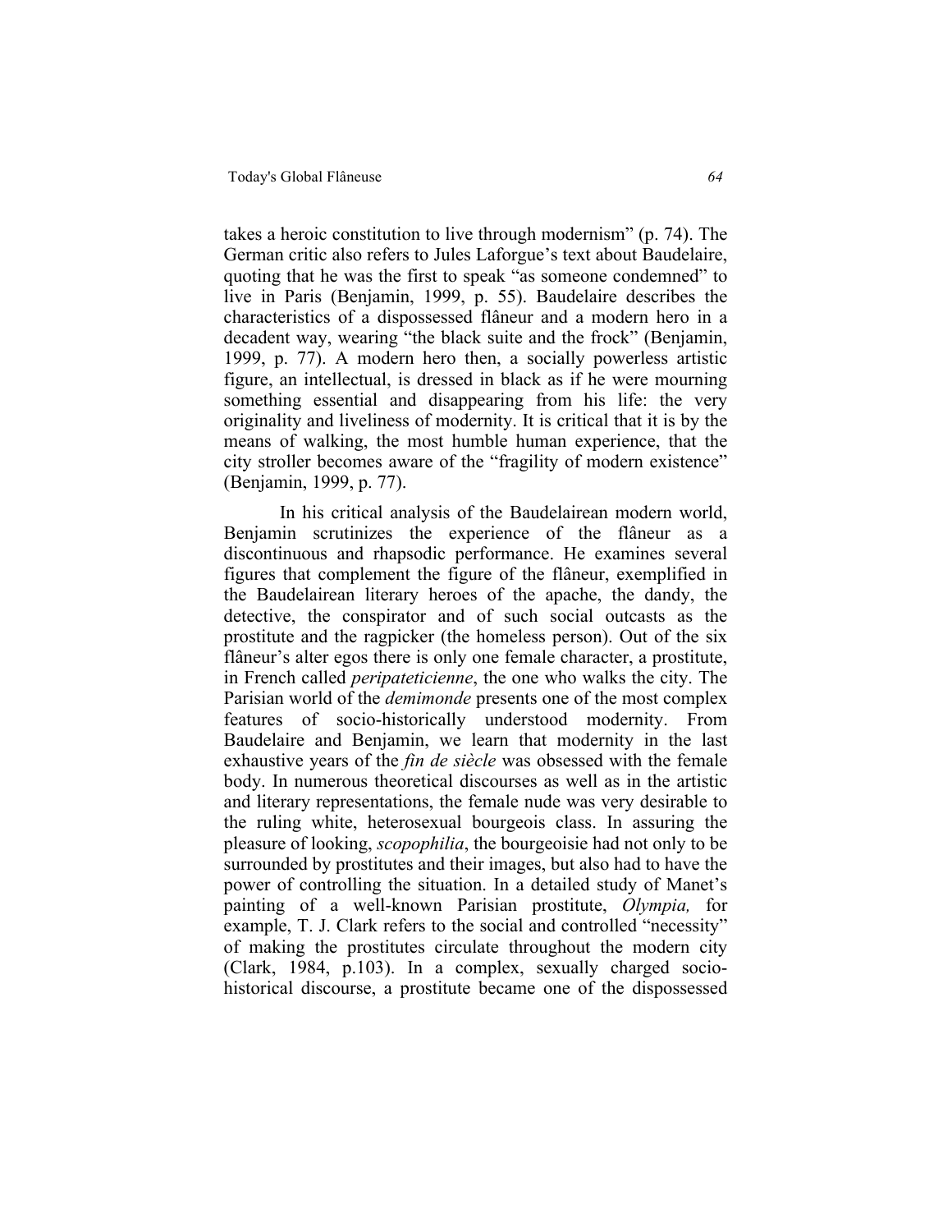takes a heroic constitution to live through modernism" (p. 74). The German critic also refers to Jules Laforgue's text about Baudelaire, quoting that he was the first to speak "as someone condemned" to live in Paris (Benjamin, 1999, p. 55). Baudelaire describes the characteristics of a dispossessed flâneur and a modern hero in a decadent way, wearing "the black suite and the frock" (Benjamin, 1999, p. 77). A modern hero then, a socially powerless artistic figure, an intellectual, is dressed in black as if he were mourning something essential and disappearing from his life: the very originality and liveliness of modernity. It is critical that it is by the means of walking, the most humble human experience, that the city stroller becomes aware of the "fragility of modern existence" (Benjamin, 1999, p. 77).

In his critical analysis of the Baudelairean modern world, Benjamin scrutinizes the experience of the flâneur as a discontinuous and rhapsodic performance. He examines several figures that complement the figure of the flâneur, exemplified in the Baudelairean literary heroes of the apache, the dandy, the detective, the conspirator and of such social outcasts as the prostitute and the ragpicker (the homeless person). Out of the six flâneur's alter egos there is only one female character, a prostitute, in French called *peripateticienne*, the one who walks the city. The Parisian world of the *demimonde* presents one of the most complex features of socio-historically understood modernity. From Baudelaire and Benjamin, we learn that modernity in the last exhaustive years of the *fin de siècle* was obsessed with the female body. In numerous theoretical discourses as well as in the artistic and literary representations, the female nude was very desirable to the ruling white, heterosexual bourgeois class. In assuring the pleasure of looking, *scopophilia*, the bourgeoisie had not only to be surrounded by prostitutes and their images, but also had to have the power of controlling the situation. In a detailed study of Manet's painting of a well-known Parisian prostitute, *Olympia,* for example, T. J. Clark refers to the social and controlled "necessity" of making the prostitutes circulate throughout the modern city (Clark, 1984, p.103). In a complex, sexually charged socio-historical discourse, a prostitute became one of the dispossessed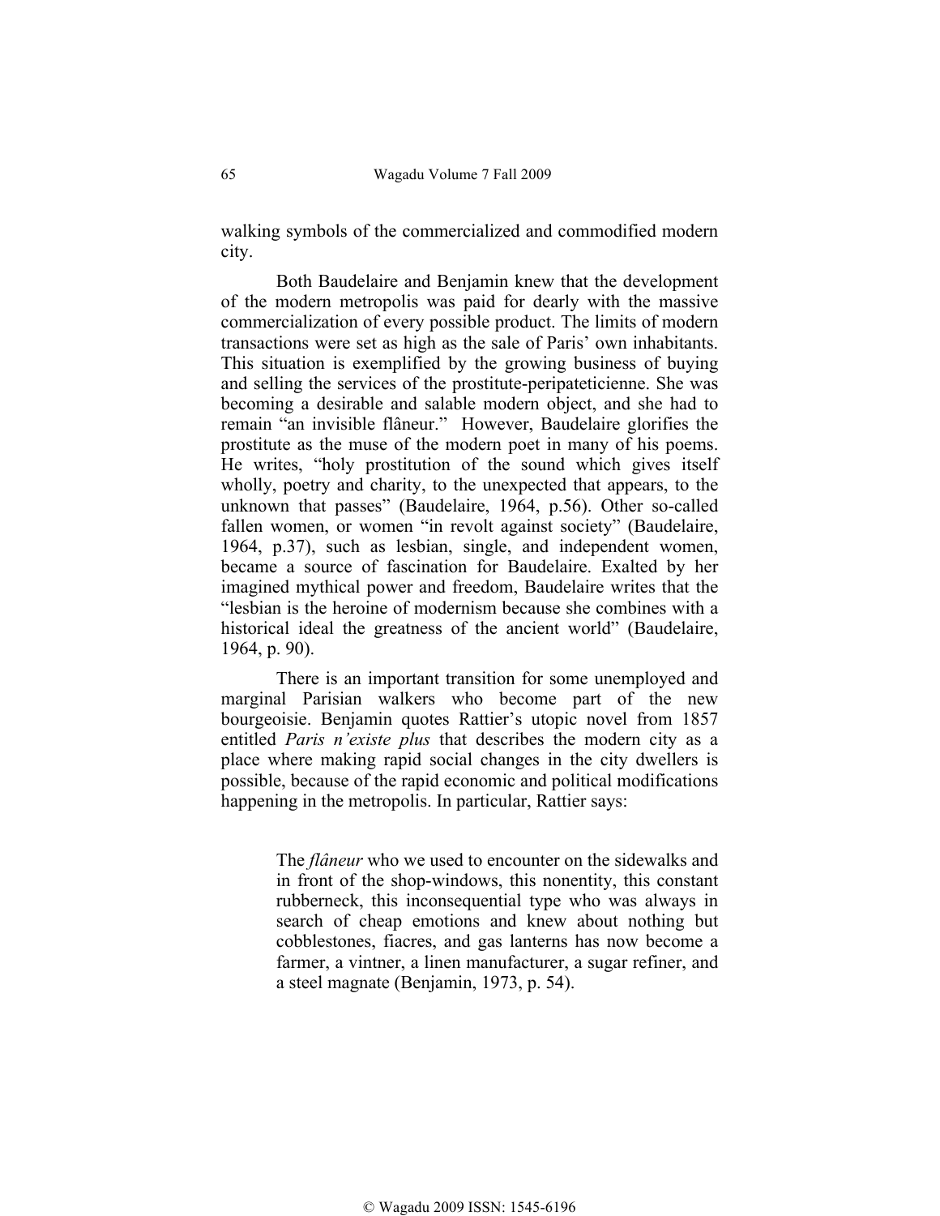walking symbols of the commercialized and commodified modern city.

Both Baudelaire and Benjamin knew that the development of the modern metropolis was paid for dearly with the massive commercialization of every possible product. The limits of modern transactions were set as high as the sale of Paris' own inhabitants. This situation is exemplified by the growing business of buying and selling the services of the prostitute-peripateticienne. She was becoming a desirable and salable modern object, and she had to remain "an invisible flâneur." However, Baudelaire glorifies the prostitute as the muse of the modern poet in many of his poems. He writes, "holy prostitution of the sound which gives itself wholly, poetry and charity, to the unexpected that appears, to the unknown that passes" (Baudelaire, 1964, p.56). Other so-called fallen women, or women "in revolt against society" (Baudelaire, 1964, p.37), such as lesbian, single, and independent women, became a source of fascination for Baudelaire. Exalted by her imagined mythical power and freedom, Baudelaire writes that the "lesbian is the heroine of modernism because she combines with a historical ideal the greatness of the ancient world" (Baudelaire, 1964, p. 90).

There is an important transition for some unemployed and marginal Parisian walkers who become part of the new bourgeoisie. Benjamin quotes Rattier's utopic novel from 1857 entitled *Paris n'existe plus* that describes the modern city as a place where making rapid social changes in the city dwellers is possible, because of the rapid economic and political modifications happening in the metropolis. In particular, Rattier says:

> The *flâneur* who we used to encounter on the sidewalks and in front of the shop-windows, this nonentity, this constant rubberneck, this inconsequential type who was always in search of cheap emotions and knew about nothing but cobblestones, fiacres, and gas lanterns has now become a farmer, a vintner, a linen manufacturer, a sugar refiner, and a steel magnate (Benjamin, 1973, p. 54).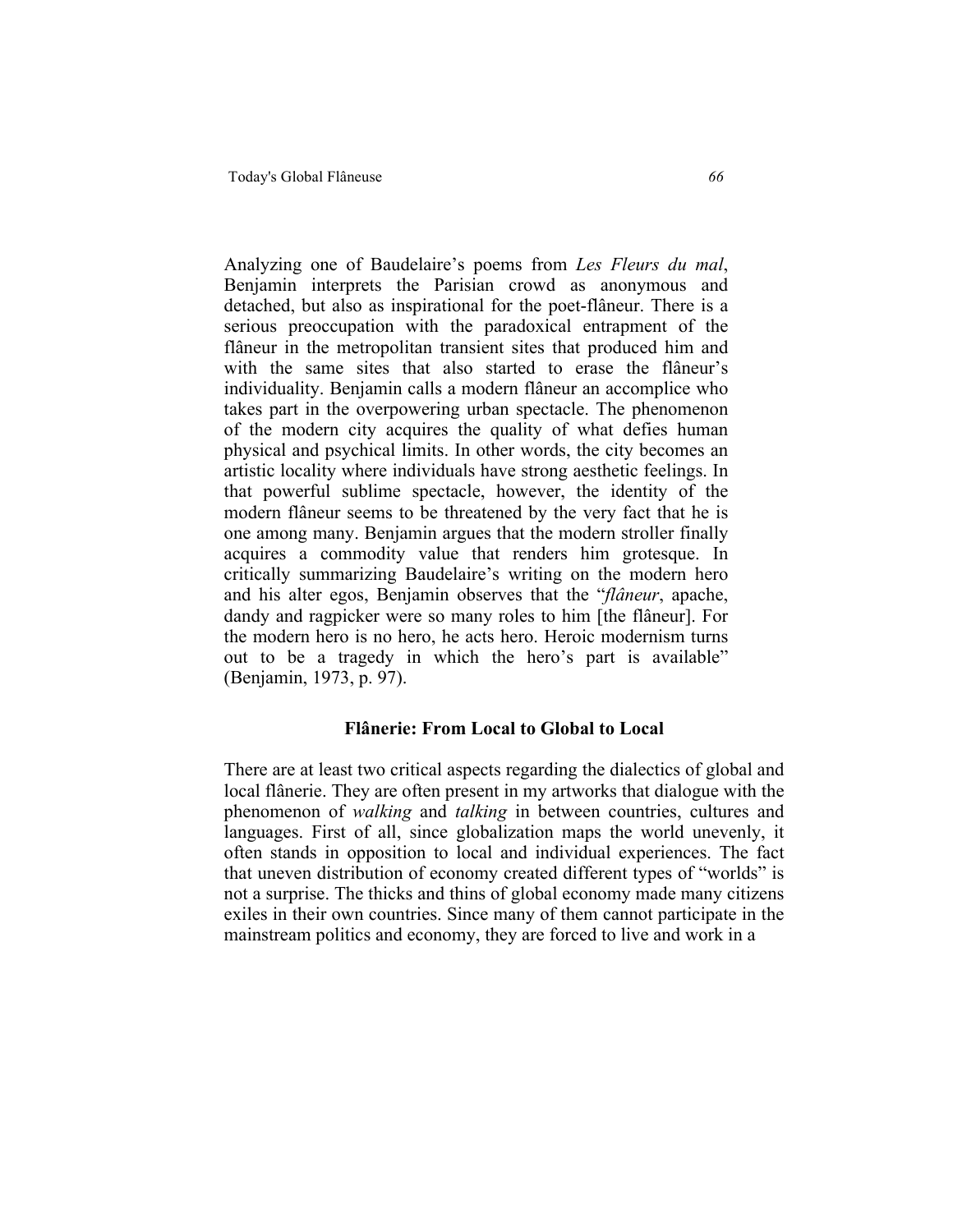Analyzing one of Baudelaire's poems from *Les Fleurs du mal*, Benjamin interprets the Parisian crowd as anonymous and detached, but also as inspirational for the poet-flâneur. There is a serious preoccupation with the paradoxical entrapment of the flâneur in the metropolitan transient sites that produced him and with the same sites that also started to erase the flâneur's individuality. Benjamin calls a modern flâneur an accomplice who takes part in the overpowering urban spectacle. The phenomenon of the modern city acquires the quality of what defies human physical and psychical limits. In other words, the city becomes an artistic locality where individuals have strong aesthetic feelings. In that powerful sublime spectacle, however, the identity of the modern flâneur seems to be threatened by the very fact that he is one among many. Benjamin argues that the modern stroller finally acquires a commodity value that renders him grotesque. In critically summarizing Baudelaire's writing on the modern hero and his alter egos, Benjamin observes that the "*flâneur*, apache, dandy and ragpicker were so many roles to him [the flâneur]. For the modern hero is no hero, he acts hero. Heroic modernism turns out to be a tragedy in which the hero's part is available" (Benjamin, 1973, p. 97).

### Flânerie: From Local to Global to Local

There are at least two critical aspects regarding the dialectics of global and local flânerie. They are often present in my artworks that dialogue with the phenomenon of *walking* and *talking* in between countries, cultures and languages. First of all, since globalization maps the world unevenly, it often stands in opposition to local and individual experiences. The fact that uneven distribution of economy created different types of "worlds" is not a surprise. The thicks and thins of global economy made many citizens exiles in their own countries. Since many of them cannot participate in the mainstream politics and economy, they are forced to live and work in a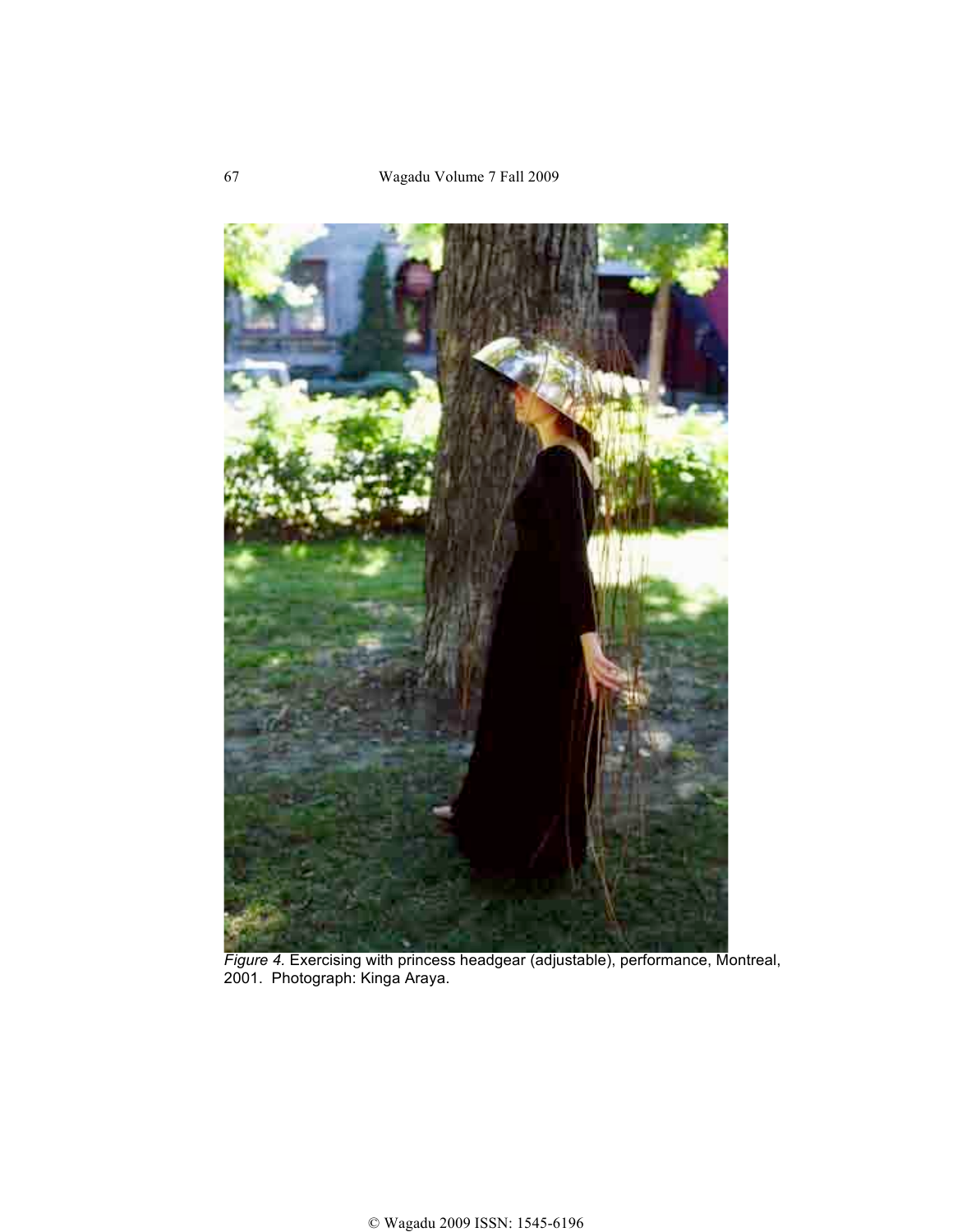*Figure 4.* Exercising with princess headgear (adjustable), performance, Montreal, 2001. Photograph: Kinga Araya.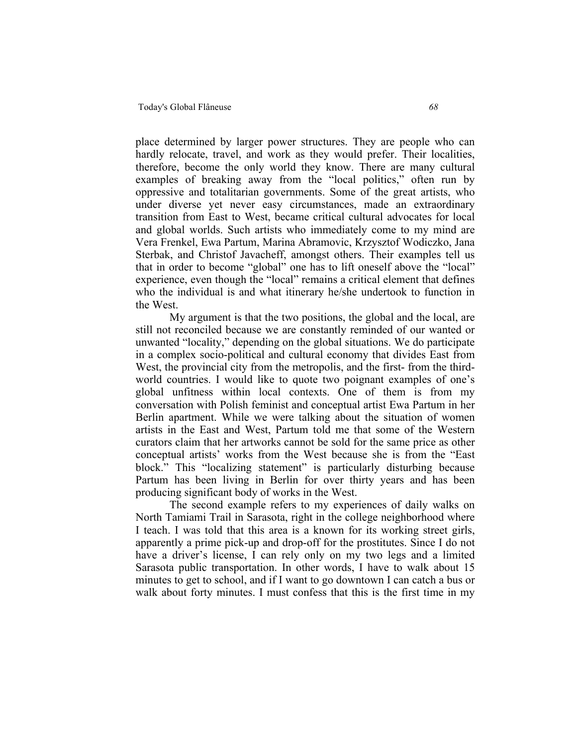place determined by larger power structures. They are people who can hardly relocate, travel, and work as they would prefer. Their localities, therefore, become the only world they know. There are many cultural examples of breaking away from the "local politics," often run by oppressive and totalitarian governments. Some of the great artists, who under diverse yet never easy circumstances, made an extraordinary transition from East to West, became critical cultural advocates for local and global worlds. Such artists who immediately come to my mind are Vera Frenkel, Ewa Partum, Marina Abramovic, Krzysztof Wodiczko, Jana Sterbak, and Christof Javacheff, amongst others. Their examples tell us that in order to become "global" one has to lift oneself above the "local" experience, even though the "local" remains a critical element that defines who the individual is and what itinerary he/she undertook to function in the West.

My argument is that the two positions, the global and the local, are still not reconciled because we are constantly reminded of our wanted or unwanted "locality," depending on the global situations. We do participate in a complex socio-political and cultural economy that divides East from West, the provincial city from the metropolis, and the first- from the third-world countries. I would like to quote two poignant examples of one's global unfitness within local contexts. One of them is from my conversation with Polish feminist and conceptual artist Ewa Partum in her Berlin apartment. While we were talking about the situation of women artists in the East and West, Partum told me that some of the Western curators claim that her artworks cannot be sold for the same price as other conceptual artists' works from the West because she is from the "East block." This "localizing statement" is particularly disturbing because Partum has been living in Berlin for over thirty years and has been producing significant body of works in the West.

The second example refers to my experiences of daily walks on North Tamiami Trail in Sarasota, right in the college neighborhood where I teach. I was told that this area is a known for its working street girls, apparently a prime pick-up and drop-off for the prostitutes. Since I do not have a driver's license, I can rely only on my two legs and a limited Sarasota public transportation. In other words, I have to walk about 15 minutes to get to school, and if I want to go downtown I can catch a bus or walk about forty minutes. I must confess that this is the first time in my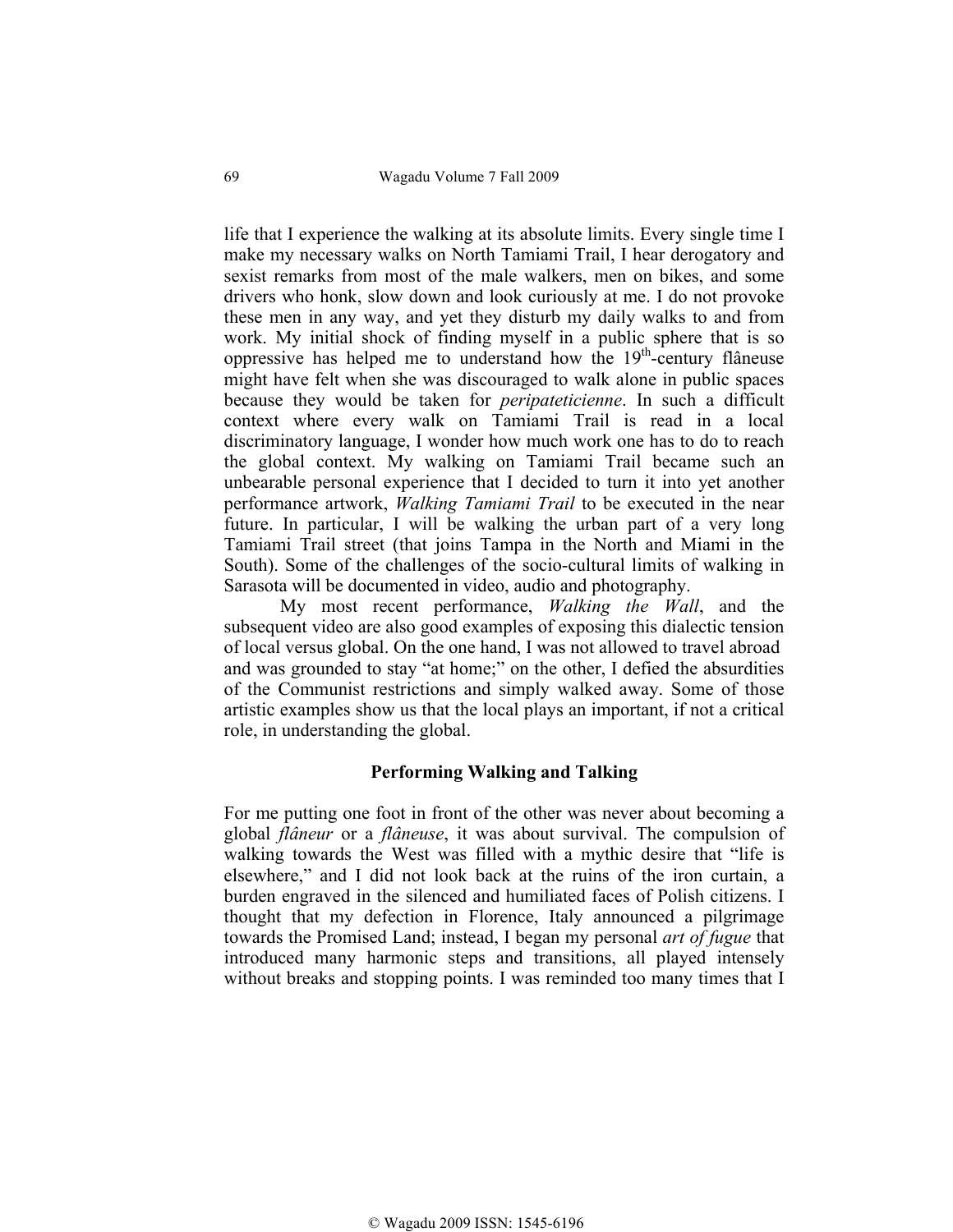life that I experience the walking at its absolute limits. Every single time I make my necessary walks on North Tamiami Trail, I hear derogatory and sexist remarks from most of the male walkers, men on bikes, and some drivers who honk, slow down and look curiously at me. I do not provoke these men in any way, and yet they disturb my daily walks to and from work. My initial shock of finding myself in a public sphere that is so oppressive has helped me to understand how the 19th-century flâneuse might have felt when she was discouraged to walk alone in public spaces because they would be taken for *peripateticienne*. In such a difficult context where every walk on Tamiami Trail is read in a local discriminatory language, I wonder how much work one has to do to reach the global context. My walking on Tamiami Trail became such an unbearable personal experience that I decided to turn it into yet another performance artwork, *Walking Tamiami Trail* to be executed in the near future. In particular, I will be walking the urban part of a very long Tamiami Trail street (that joins Tampa in the North and Miami in the South). Some of the challenges of the socio-cultural limits of walking in Sarasota will be documented in video, audio and photography.

My most recent performance, *Walking the Wall*, and the subsequent video are also good examples of exposing this dialectic tension of local versus global. On the one hand, I was not allowed to travel abroad and was grounded to stay "at home;" on the other, I defied the absurdities of the Communist restrictions and simply walked away. Some of those artistic examples show us that the local plays an important, if not a critical role, in understanding the global.

## Performing Walking and Talking

For me putting one foot in front of the other was never about becoming a global *flâneur* or a *flâneuse*, it was about survival. The compulsion of walking towards the West was filled with a mythic desire that "life is elsewhere," and I did not look back at the ruins of the iron curtain, a burden engraved in the silenced and humiliated faces of Polish citizens. I thought that my defection in Florence, Italy announced a pilgrimage towards the Promised Land; instead, I began my personal *art of fugue* that introduced many harmonic steps and transitions, all played intensely without breaks and stopping points. I was reminded too many times that I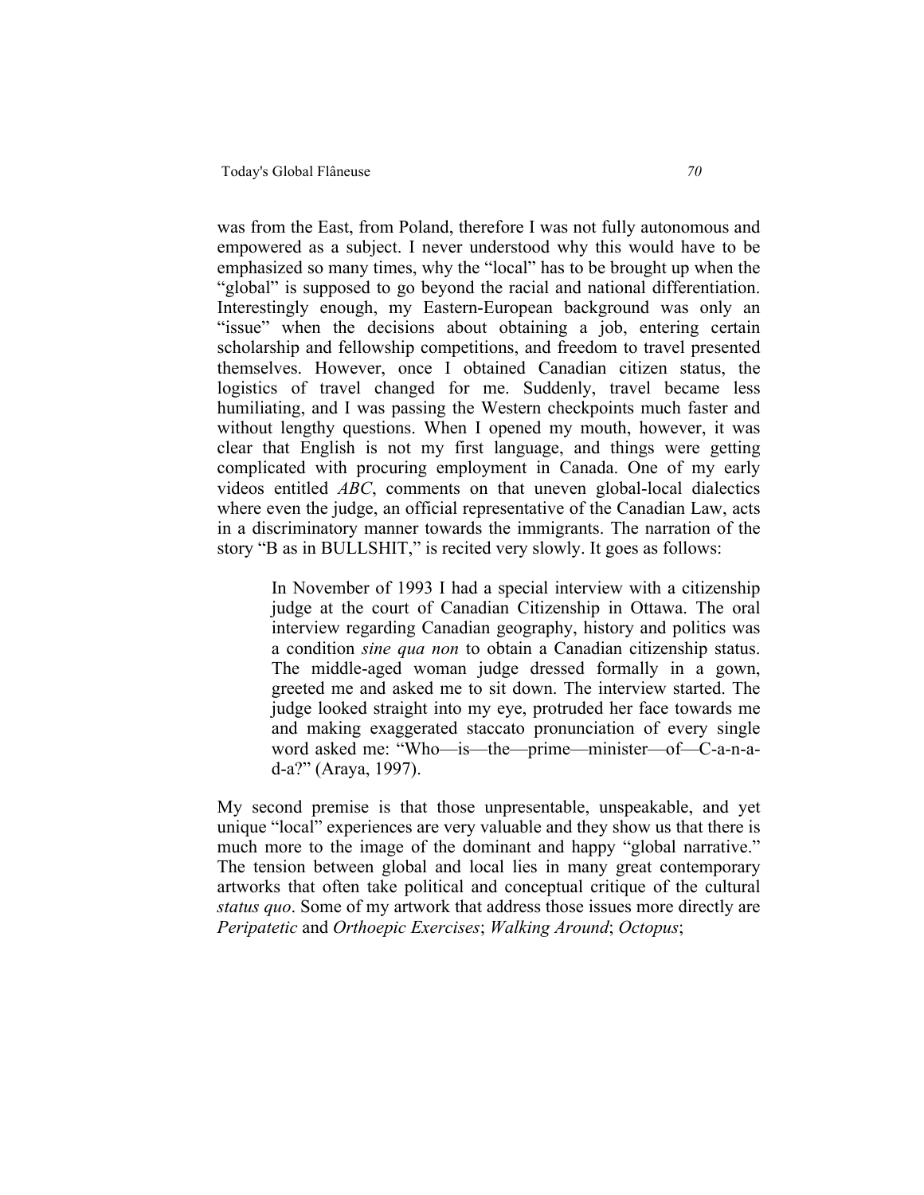was from the East, from Poland, therefore I was not fully autonomous and empowered as a subject. I never understood why this would have to be emphasized so many times, why the "local" has to be brought up when the "global" is supposed to go beyond the racial and national differentiation. Interestingly enough, my Eastern-European background was only an "issue" when the decisions about obtaining a job, entering certain scholarship and fellowship competitions, and freedom to travel presented themselves. However, once I obtained Canadian citizen status, the logistics of travel changed for me. Suddenly, travel became less humiliating, and I was passing the Western checkpoints much faster and without lengthy questions. When I opened my mouth, however, it was clear that English is not my first language, and things were getting complicated with procuring employment in Canada. One of my early videos entitled *ABC*, comments on that uneven global-local dialectics where even the judge, an official representative of the Canadian Law, acts in a discriminatory manner towards the immigrants. The narration of the story "B as in BULLSHIT," is recited very slowly. It goes as follows:

> In November of 1993 I had a special interview with a citizenship judge at the court of Canadian Citizenship in Ottawa. The oral interview regarding Canadian geography, history and politics was a condition *sine qua non* to obtain a Canadian citizenship status. The middle-aged woman judge dressed formally in a gown, greeted me and asked me to sit down. The interview started. The judge looked straight into my eye, protruded her face towards me and making exaggerated staccato pronunciation of every single word asked me: "Who—is—the—prime—minister—of—C-a-n-a-d-a?" (Araya, 1997).

My second premise is that those unpresentable, unspeakable, and yet unique "local" experiences are very valuable and they show us that there is much more to the image of the dominant and happy "global narrative." The tension between global and local lies in many great contemporary artworks that often take political and conceptual critique of the cultural *status quo*. Some of my artwork that address those issues more directly are *Peripatetic* and *Orthoepic Exercises*; *Walking Around*; *Octopus*;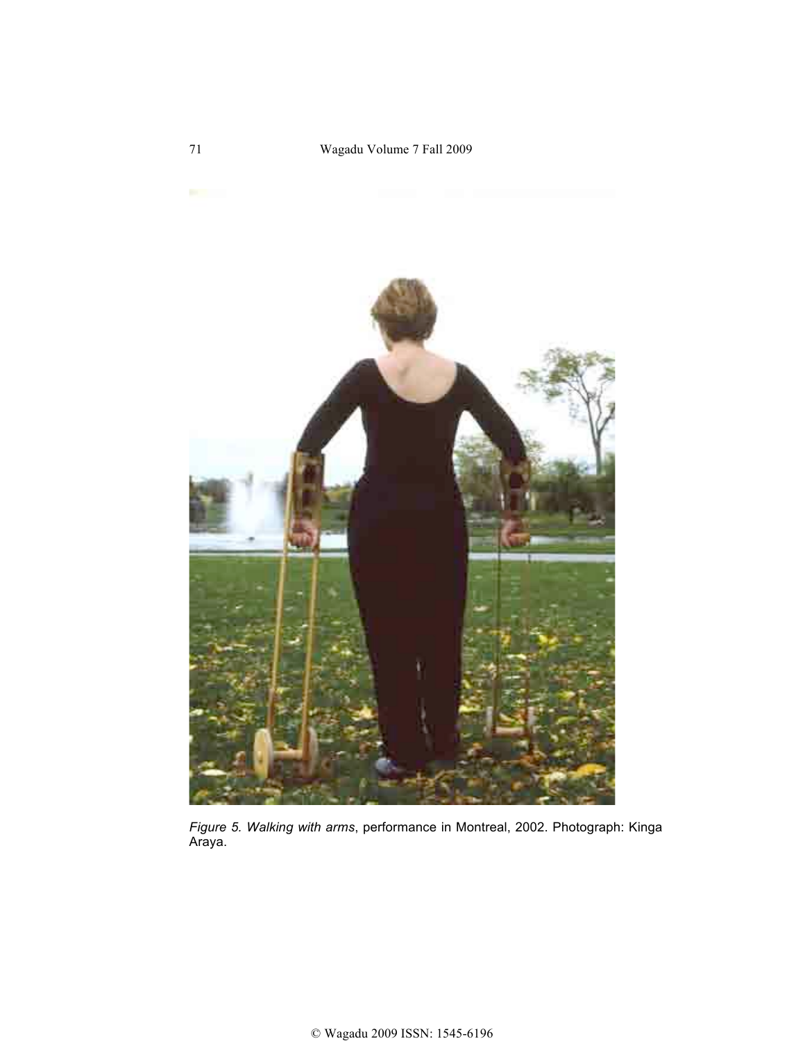*Figure 5. Walking with arms*, performance in Montreal, 2002. Photograph: Kinga Araya.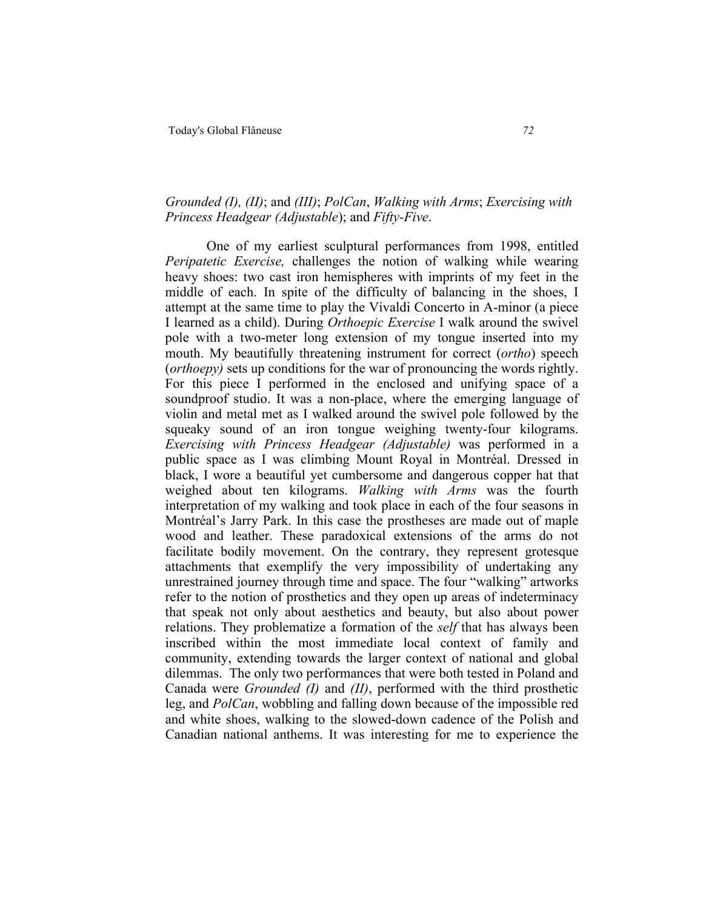*Grounded (I), (II)*; and *(III)*; *PolCan*, *Walking with Arms*; *Exercising with Princess Headgear (Adjustable*); and *Fifty-Five*.

One of my earliest sculptural performances from 1998, entitled *Peripatetic Exercise,* challenges the notion of walking while wearing heavy shoes: two cast iron hemispheres with imprints of my feet in the middle of each. In spite of the difficulty of balancing in the shoes, I attempt at the same time to play the Vivaldi Concerto in A-minor (a piece I learned as a child). During *Orthoepic Exercise* I walk around the swivel pole with a two-meter long extension of my tongue inserted into my mouth. My beautifully threatening instrument for correct (*ortho*) speech (*orthoepy)* sets up conditions for the war of pronouncing the words rightly. For this piece I performed in the enclosed and unifying space of a soundproof studio. It was a non-place, where the emerging language of violin and metal met as I walked around the swivel pole followed by the squeaky sound of an iron tongue weighing twenty-four kilograms. *Exercising with Princess Headgear (Adjustable)* was performed in a public space as I was climbing Mount Royal in Montréal. Dressed in black, I wore a beautiful yet cumbersome and dangerous copper hat that weighed about ten kilograms. *Walking with Arms* was the fourth interpretation of my walking and took place in each of the four seasons in Montréal's Jarry Park. In this case the prostheses are made out of maple wood and leather. These paradoxical extensions of the arms do not facilitate bodily movement. On the contrary, they represent grotesque attachments that exemplify the very impossibility of undertaking any unrestrained journey through time and space. The four "walking" artworks refer to the notion of prosthetics and they open up areas of indeterminacy that speak not only about aesthetics and beauty, but also about power relations. They problematize a formation of the *self* that has always been inscribed within the most immediate local context of family and community, extending towards the larger context of national and global dilemmas. The only two performances that were both tested in Poland and Canada were *Grounded (I)* and *(II)*, performed with the third prosthetic leg, and *PolCan*, wobbling and falling down because of the impossible red and white shoes, walking to the slowed-down cadence of the Polish and Canadian national anthems. It was interesting for me to experience the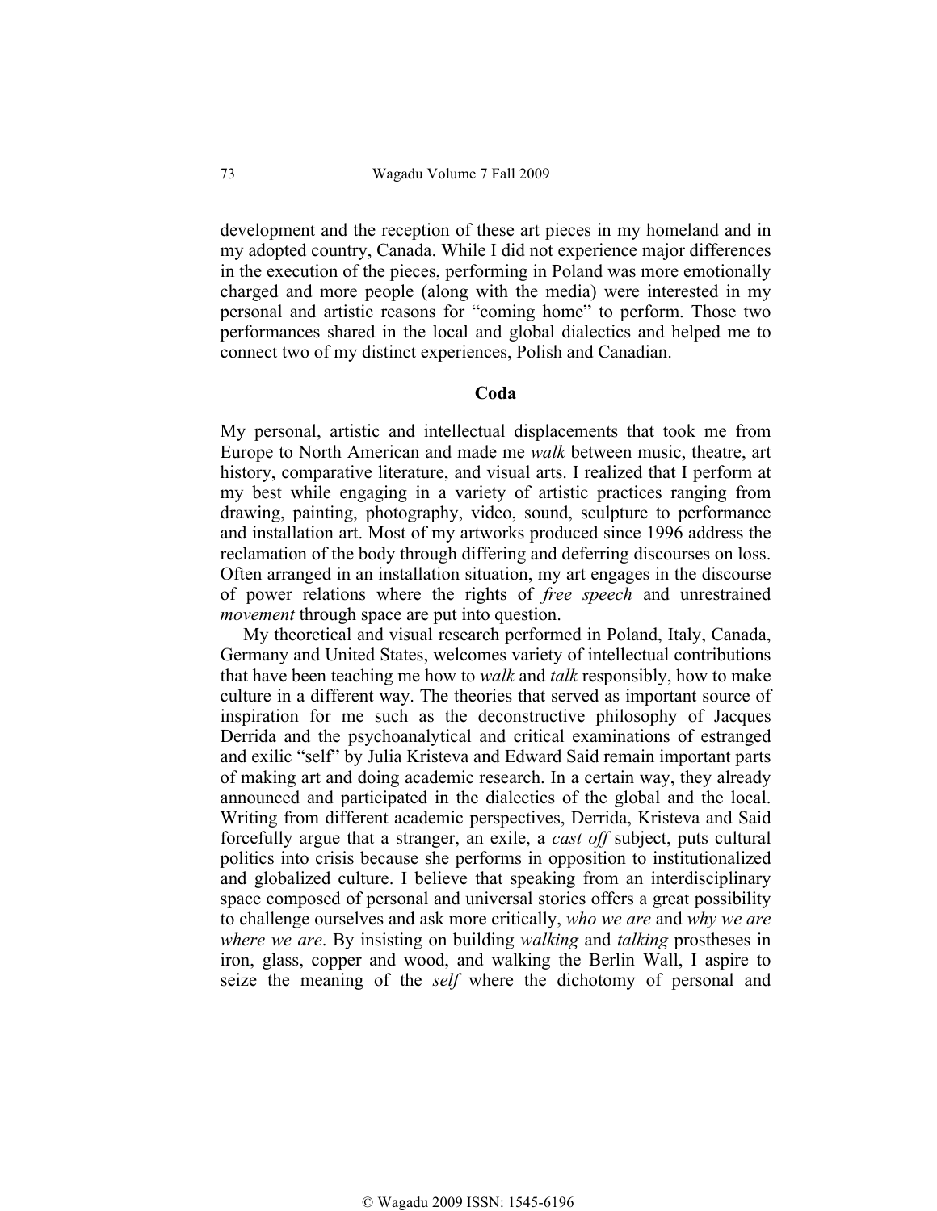development and the reception of these art pieces in my homeland and in my adopted country, Canada. While I did not experience major differences in the execution of the pieces, performing in Poland was more emotionally charged and more people (along with the media) were interested in my personal and artistic reasons for "coming home" to perform. Those two performances shared in the local and global dialectics and helped me to connect two of my distinct experiences, Polish and Canadian.

## Coda

My personal, artistic and intellectual displacements that took me from Europe to North American and made me *walk* between music, theatre, art history, comparative literature, and visual arts. I realized that I perform at my best while engaging in a variety of artistic practices ranging from drawing, painting, photography, video, sound, sculpture to performance and installation art. Most of my artworks produced since 1996 address the reclamation of the body through differing and deferring discourses on loss. Often arranged in an installation situation, my art engages in the discourse of power relations where the rights of *free speech* and unrestrained *movement* through space are put into question.

My theoretical and visual research performed in Poland, Italy, Canada, Germany and United States, welcomes variety of intellectual contributions that have been teaching me how to *walk* and *talk* responsibly, how to make culture in a different way. The theories that served as important source of inspiration for me such as the deconstructive philosophy of Jacques Derrida and the psychoanalytical and critical examinations of estranged and exilic "self" by Julia Kristeva and Edward Said remain important parts of making art and doing academic research. In a certain way, they already announced and participated in the dialectics of the global and the local. Writing from different academic perspectives, Derrida, Kristeva and Said forcefully argue that a stranger, an exile, a *cast off* subject, puts cultural politics into crisis because she performs in opposition to institutionalized and globalized culture. I believe that speaking from an interdisciplinary space composed of personal and universal stories offers a great possibility to challenge ourselves and ask more critically, *who we are* and *why we are where we are*. By insisting on building *walking* and *talking* prostheses in iron, glass, copper and wood, and walking the Berlin Wall, I aspire to seize the meaning of the *self* where the dichotomy of personal and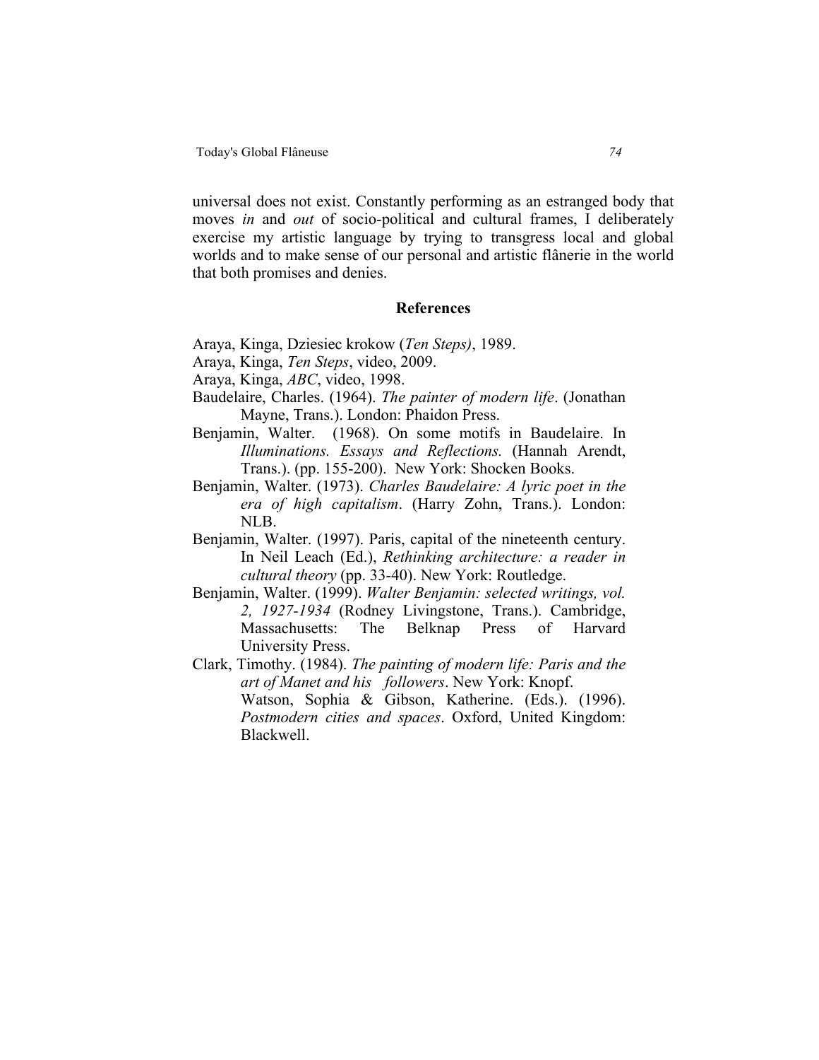universal does not exist. Constantly performing as an estranged body that moves *in* and *out* of socio-political and cultural frames, I deliberately exercise my artistic language by trying to transgress local and global worlds and to make sense of our personal and artistic flânerie in the world that both promises and denies.

## References

Araya, Kinga, Dziesiec krokow (*Ten Steps)*, 1989.

Araya, Kinga, *Ten Steps*, video, 2009.

Araya, Kinga, *ABC*, video, 1998.

Baudelaire, Charles. (1964). *The painter of modern life*. (Jonathan Mayne, Trans.). London: Phaidon Press.

Benjamin, Walter. (1968). On some motifs in Baudelaire. In *Illuminations. Essays and Reflections.* (Hannah Arendt, Trans.). (pp. 155-200). New York: Shocken Books.

Benjamin, Walter. (1973). *Charles Baudelaire: A lyric poet in the era of high capitalism*. (Harry Zohn, Trans.). London: NLB.

Benjamin, Walter. (1997). Paris, capital of the nineteenth century. In Neil Leach (Ed.), *Rethinking architecture: a reader in cultural theory* (pp. 33-40). New York: Routledge.

Benjamin, Walter. (1999). *Walter Benjamin: selected writings, vol. 2, 1927-1934* (Rodney Livingstone, Trans.). Cambridge, Massachusetts: The Belknap Press of Harvard University Press.

Clark, Timothy. (1984). *The painting of modern life: Paris and the art of Manet and his followers*. New York: Knopf.
Watson, Sophia & Gibson, Katherine. (Eds.). (1996). *Postmodern cities and spaces*. Oxford, United Kingdom: Blackwell.